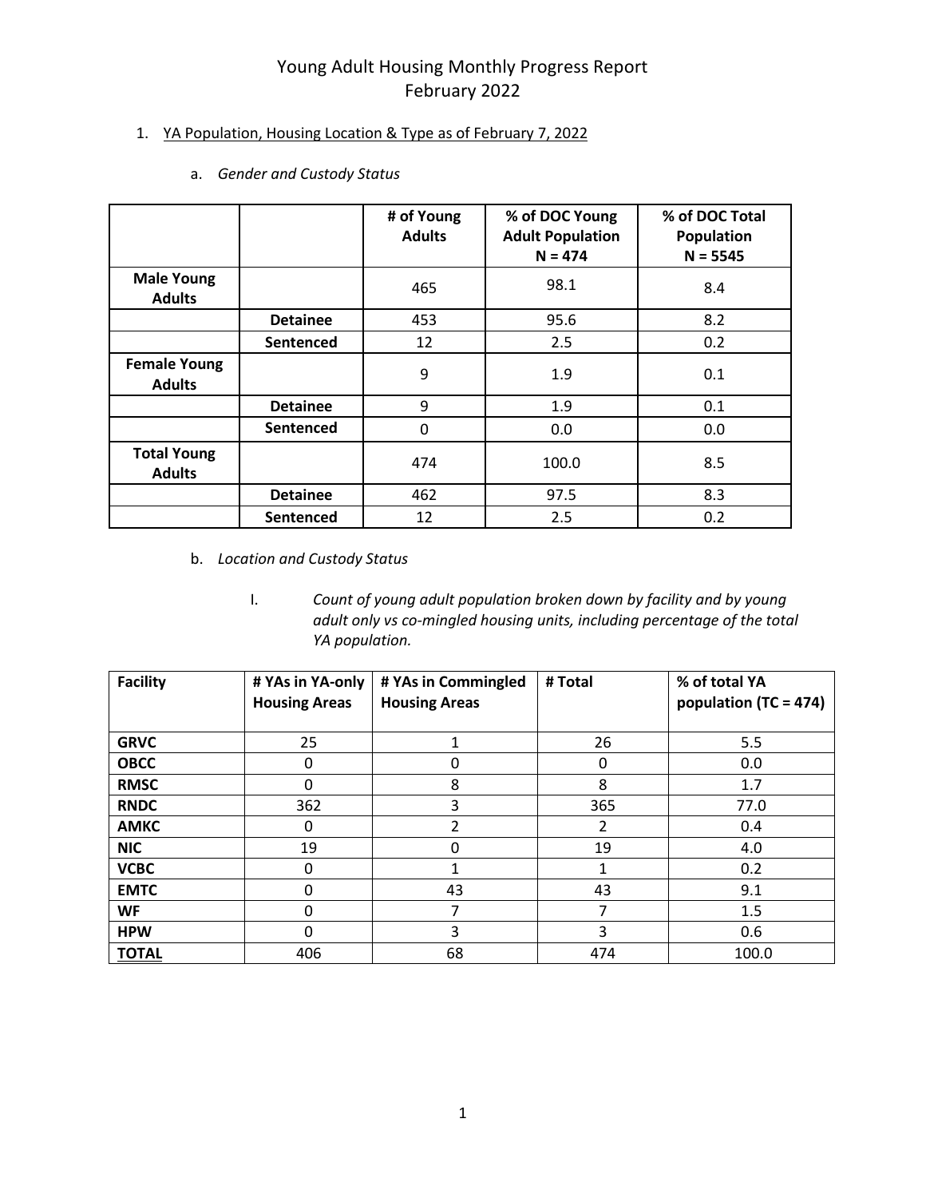# Young Adult Housing Monthly Progress Report
# February 2022

1. YA Population, Housing Location & Type as of February 7, 2022

   a. *Gender and Custody Status*

| | | # of Young Adults | % of DOC Young Adult Population N = 474 | % of DOC Total Population N = 5545 |
|---|---|---|---|---|
| **Male Young Adults** | | 465 | 98.1 | 8.4 |
| | **Detainee** | 453 | 95.6 | 8.2 |
| | **Sentenced** | 12 | 2.5 | 0.2 |
| **Female Young Adults** | | 9 | 1.9 | 0.1 |
| | **Detainee** | 9 | 1.9 | 0.1 |
| | **Sentenced** | 0 | 0.0 | 0.0 |
| **Total Young Adults** | | 474 | 100.0 | 8.5 |
| | **Detainee** | 462 | 97.5 | 8.3 |
| | **Sentenced** | 12 | 2.5 | 0.2 |

   b. *Location and Custody Status*

      I. *Count of young adult population broken down by facility and by young adult only vs co-mingled housing units, including percentage of the total YA population.*

| Facility | # YAs in YA-only Housing Areas | # YAs in Commingled Housing Areas | # Total | % of total YA population (TC = 474) |
|---|---|---|---|---|
| **GRVC** | 25 | 1 | 26 | 5.5 |
| **OBCC** | 0 | 0 | 0 | 0.0 |
| **RMSC** | 0 | 8 | 8 | 1.7 |
| **RNDC** | 362 | 3 | 365 | 77.0 |
| **AMKC** | 0 | 2 | 2 | 0.4 |
| **NIC** | 19 | 0 | 19 | 4.0 |
| **VCBC** | 0 | 1 | 1 | 0.2 |
| **EMTC** | 0 | 43 | 43 | 9.1 |
| **WF** | 0 | 7 | 7 | 1.5 |
| **HPW** | 0 | 3 | 3 | 0.6 |
| **TOTAL** | 406 | 68 | 474 | 100.0 |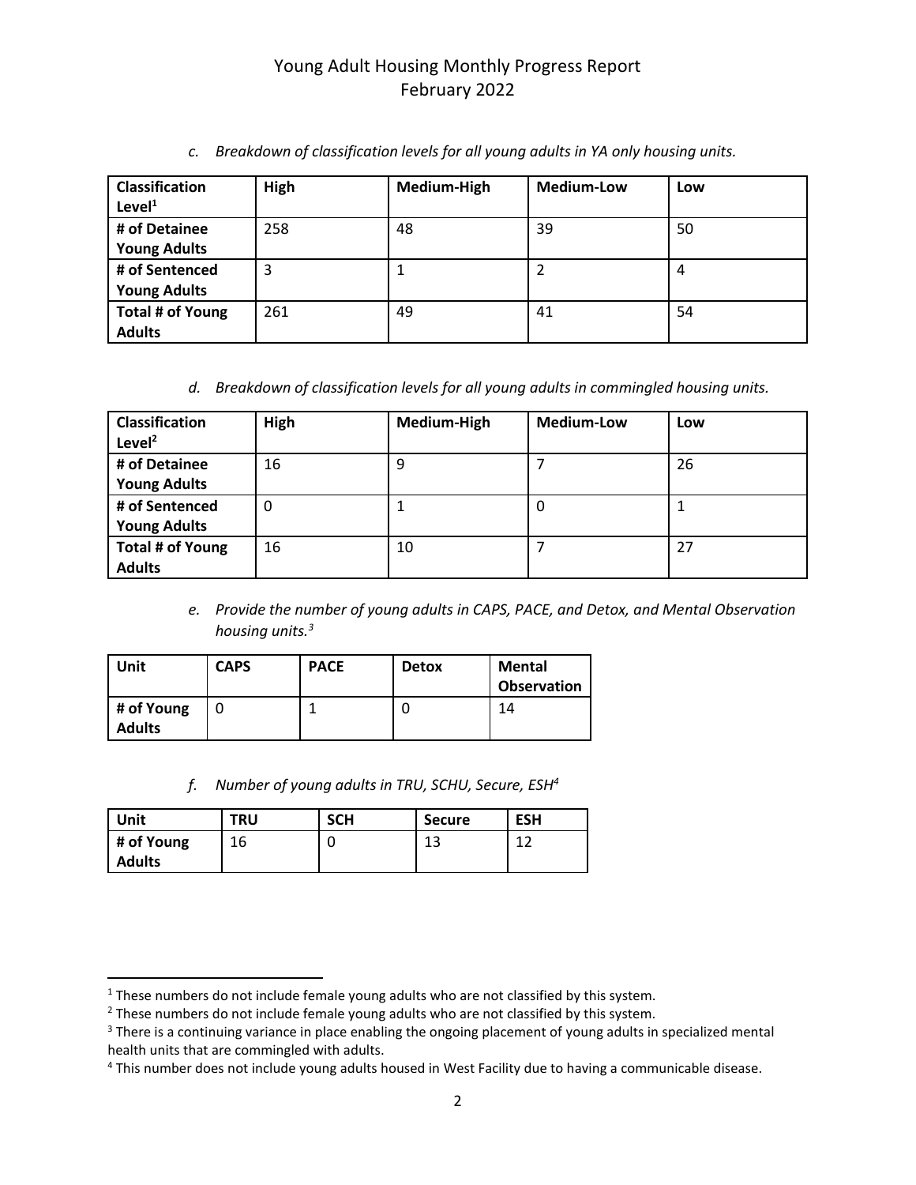*c. Breakdown of classification levels for all young adults in YA only housing units.*

| Classification Level[1] | High | Medium-High | Medium-Low | Low |
|---|---|---|---|---|
| **# of Detainee Young Adults** | 258 | 48 | 39 | 50 |
| **# of Sentenced Young Adults** | 3 | 1 | 2 | 4 |
| **Total # of Young Adults** | 261 | 49 | 41 | 54 |

*d. Breakdown of classification levels for all young adults in commingled housing units.*

| Classification Level[2] | High | Medium-High | Medium-Low | Low |
|---|---|---|---|---|
| **# of Detainee Young Adults** | 16 | 9 | 7 | 26 |
| **# of Sentenced Young Adults** | 0 | 1 | 0 | 1 |
| **Total # of Young Adults** | 16 | 10 | 7 | 27 |

*e. Provide the number of young adults in CAPS, PACE, and Detox, and Mental Observation housing units.[3]*

| Unit | CAPS | PACE | Detox | Mental Observation |
|---|---|---|---|---|
| **# of Young Adults** | 0 | 1 | 0 | 14 |

*f. Number of young adults in TRU, SCHU, Secure, ESH[4]*

| Unit | TRU | SCH | Secure | ESH |
|---|---|---|---|---|
| **# of Young Adults** | 16 | 0 | 13 | 12 |

---

[1] These numbers do not include female young adults who are not classified by this system.

[2] These numbers do not include female young adults who are not classified by this system.

[3] There is a continuing variance in place enabling the ongoing placement of young adults in specialized mental health units that are commingled with adults.

[4] This number does not include young adults housed in West Facility due to having a communicable disease.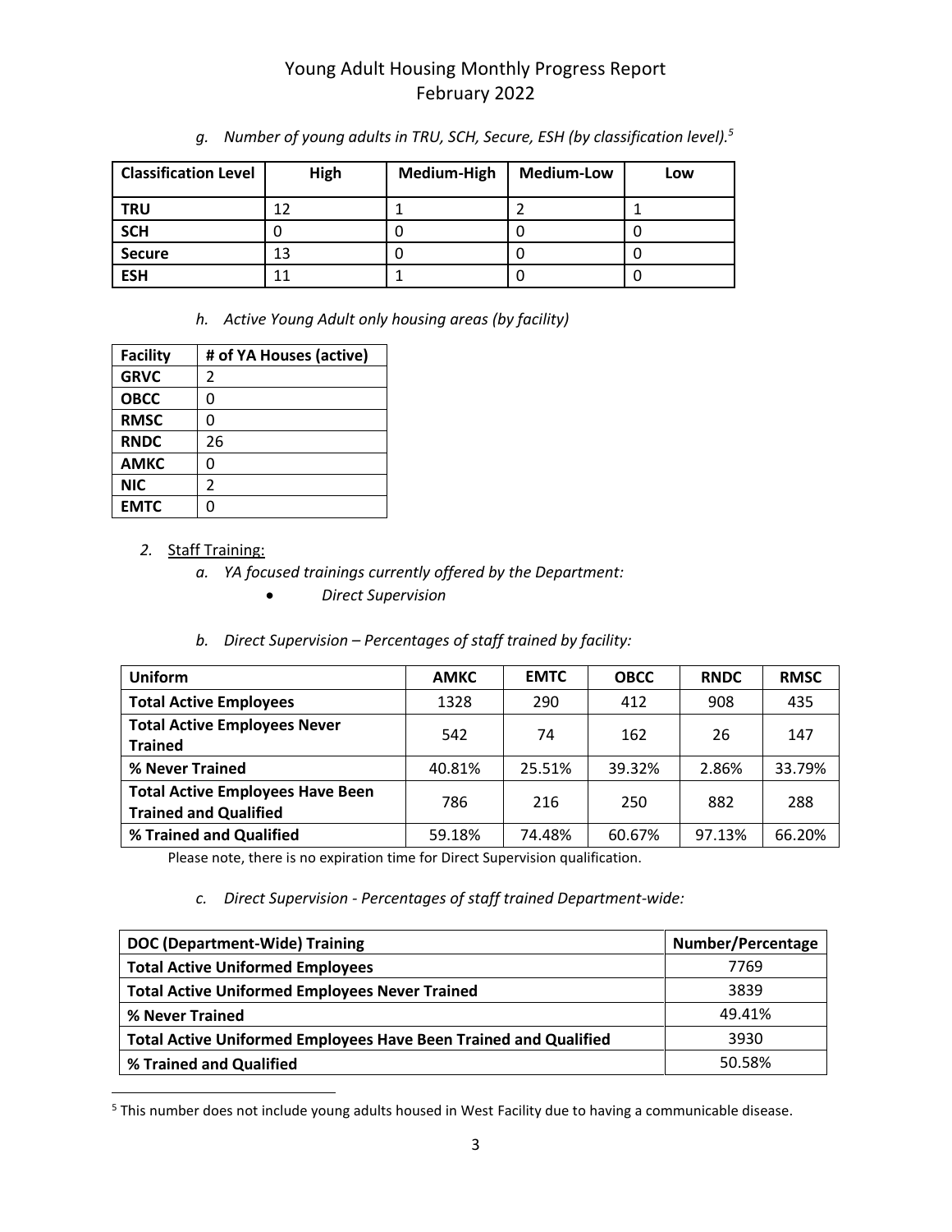# Young Adult Housing Monthly Progress Report
## February 2022

*g. Number of young adults in TRU, SCH, Secure, ESH (by classification level).*[5]

| Classification Level | High | Medium-High | Medium-Low | Low |
|---|---|---|---|---|
| **TRU** | 12 | 1 | 2 | 1 |
| **SCH** | 0 | 0 | 0 | 0 |
| **Secure** | 13 | 0 | 0 | 0 |
| **ESH** | 11 | 1 | 0 | 0 |

*h. Active Young Adult only housing areas (by facility)*

| Facility | # of YA Houses (active) |
|---|---|
| **GRVC** | 2 |
| **OBCC** | 0 |
| **RMSC** | 0 |
| **RNDC** | 26 |
| **AMKC** | 0 |
| **NIC** | 2 |
| **EMTC** | 0 |

2. Staff Training:
   a. *YA focused trainings currently offered by the Department:*
      - *Direct Supervision*

   b. *Direct Supervision – Percentages of staff trained by facility:*

| Uniform | AMKC | EMTC | OBCC | RNDC | RMSC |
|---|---|---|---|---|---|
| **Total Active Employees** | 1328 | 290 | 412 | 908 | 435 |
| **Total Active Employees Never Trained** | 542 | 74 | 162 | 26 | 147 |
| **% Never Trained** | 40.81% | 25.51% | 39.32% | 2.86% | 33.79% |
| **Total Active Employees Have Been Trained and Qualified** | 786 | 216 | 250 | 882 | 288 |
| **% Trained and Qualified** | 59.18% | 74.48% | 60.67% | 97.13% | 66.20% |

Please note, there is no expiration time for Direct Supervision qualification.

   c. *Direct Supervision - Percentages of staff trained Department-wide:*

| DOC (Department-Wide) Training | Number/Percentage |
|---|---|
| **Total Active Uniformed Employees** | 7769 |
| **Total Active Uniformed Employees Never Trained** | 3839 |
| **% Never Trained** | 49.41% |
| **Total Active Uniformed Employees Have Been Trained and Qualified** | 3930 |
| **% Trained and Qualified** | 50.58% |

[5] This number does not include young adults housed in West Facility due to having a communicable disease.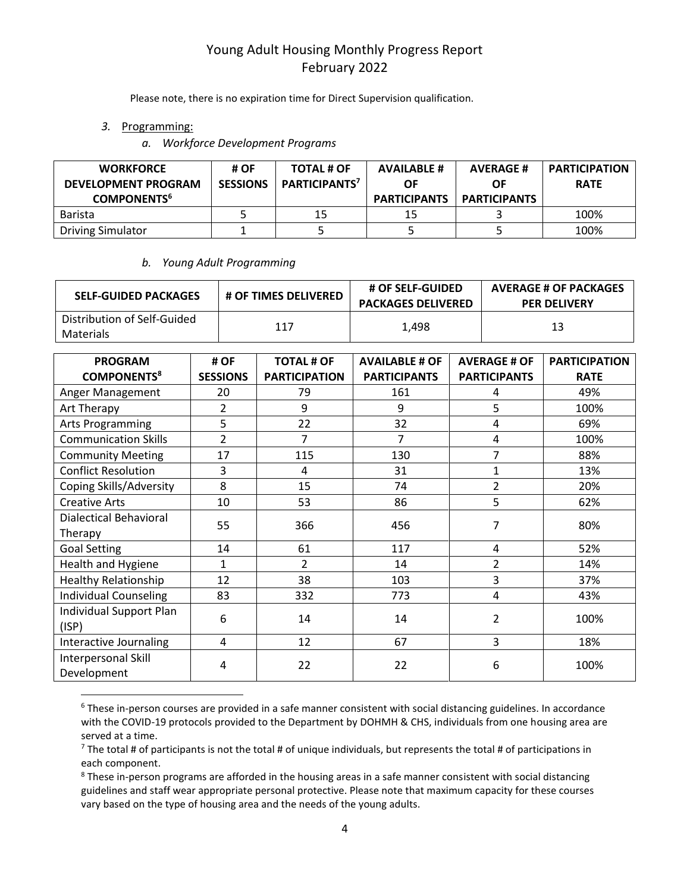Please note, there is no expiration time for Direct Supervision qualification.

3. Programming:

   *a. Workforce Development Programs*

| WORKFORCE DEVELOPMENT PROGRAM COMPONENTS[6] | # OF SESSIONS | TOTAL # OF PARTICIPANTS[7] | AVAILABLE # OF PARTICIPANTS | AVERAGE # OF PARTICIPANTS | PARTICIPATION RATE |
|---|---|---|---|---|---|
| Barista | 5 | 15 | 15 | 3 | 100% |
| Driving Simulator | 1 | 5 | 5 | 5 | 100% |

   *b. Young Adult Programming*

| SELF-GUIDED PACKAGES | # OF TIMES DELIVERED | # OF SELF-GUIDED PACKAGES DELIVERED | AVERAGE # OF PACKAGES PER DELIVERY |
|---|---|---|---|
| Distribution of Self-Guided Materials | 117 | 1,498 | 13 |

| PROGRAM COMPONENTS[8] | # OF SESSIONS | TOTAL # OF PARTICIPATION | AVAILABLE # OF PARTICIPANTS | AVERAGE # OF PARTICIPANTS | PARTICIPATION RATE |
|---|---|---|---|---|---|
| Anger Management | 20 | 79 | 161 | 4 | 49% |
| Art Therapy | 2 | 9 | 9 | 5 | 100% |
| Arts Programming | 5 | 22 | 32 | 4 | 69% |
| Communication Skills | 2 | 7 | 7 | 4 | 100% |
| Community Meeting | 17 | 115 | 130 | 7 | 88% |
| Conflict Resolution | 3 | 4 | 31 | 1 | 13% |
| Coping Skills/Adversity | 8 | 15 | 74 | 2 | 20% |
| Creative Arts | 10 | 53 | 86 | 5 | 62% |
| Dialectical Behavioral Therapy | 55 | 366 | 456 | 7 | 80% |
| Goal Setting | 14 | 61 | 117 | 4 | 52% |
| Health and Hygiene | 1 | 2 | 14 | 2 | 14% |
| Healthy Relationship | 12 | 38 | 103 | 3 | 37% |
| Individual Counseling | 83 | 332 | 773 | 4 | 43% |
| Individual Support Plan (ISP) | 6 | 14 | 14 | 2 | 100% |
| Interactive Journaling | 4 | 12 | 67 | 3 | 18% |
| Interpersonal Skill Development | 4 | 22 | 22 | 6 | 100% |

[6] These in-person courses are provided in a safe manner consistent with social distancing guidelines. In accordance with the COVID-19 protocols provided to the Department by DOHMH & CHS, individuals from one housing area are served at a time.

[7] The total # of participants is not the total # of unique individuals, but represents the total # of participations in each component.

[8] These in-person programs are afforded in the housing areas in a safe manner consistent with social distancing guidelines and staff wear appropriate personal protective. Please note that maximum capacity for these courses vary based on the type of housing area and the needs of the young adults.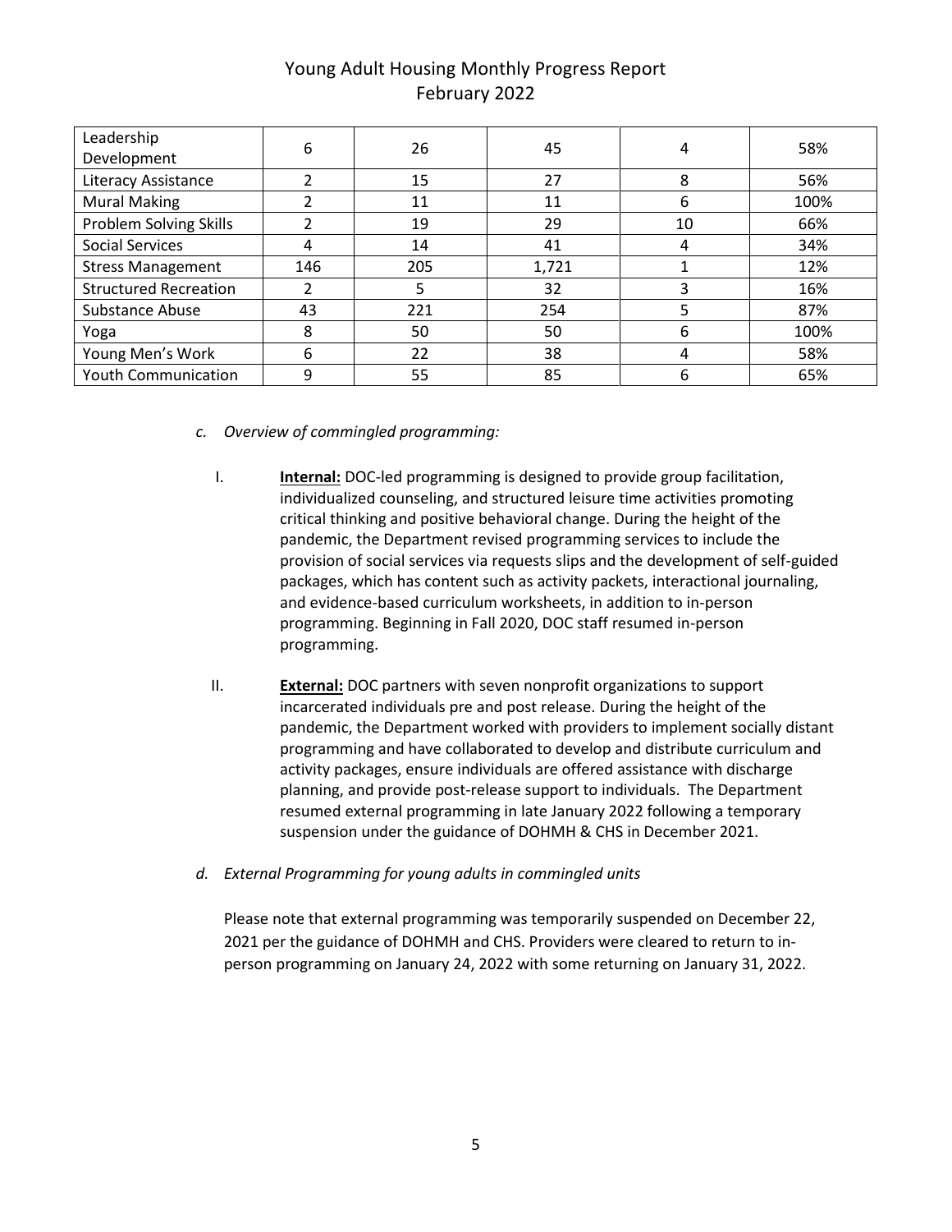| | | | | | |
|---|---|---|---|---|---|
| Leadership Development | 6 | 26 | 45 | 4 | 58% |
| Literacy Assistance | 2 | 15 | 27 | 8 | 56% |
| Mural Making | 2 | 11 | 11 | 6 | 100% |
| Problem Solving Skills | 2 | 19 | 29 | 10 | 66% |
| Social Services | 4 | 14 | 41 | 4 | 34% |
| Stress Management | 146 | 205 | 1,721 | 1 | 12% |
| Structured Recreation | 2 | 5 | 32 | 3 | 16% |
| Substance Abuse | 43 | 221 | 254 | 5 | 87% |
| Yoga | 8 | 50 | 50 | 6 | 100% |
| Young Men's Work | 6 | 22 | 38 | 4 | 58% |
| Youth Communication | 9 | 55 | 85 | 6 | 65% |

*c. Overview of commingled programming:*

I. **Internal:** DOC-led programming is designed to provide group facilitation, individualized counseling, and structured leisure time activities promoting critical thinking and positive behavioral change. During the height of the pandemic, the Department revised programming services to include the provision of social services via requests slips and the development of self-guided packages, which has content such as activity packets, interactional journaling, and evidence-based curriculum worksheets, in addition to in-person programming. Beginning in Fall 2020, DOC staff resumed in-person programming.

II. **External:** DOC partners with seven nonprofit organizations to support incarcerated individuals pre and post release. During the height of the pandemic, the Department worked with providers to implement socially distant programming and have collaborated to develop and distribute curriculum and activity packages, ensure individuals are offered assistance with discharge planning, and provide post-release support to individuals. The Department resumed external programming in late January 2022 following a temporary suspension under the guidance of DOHMH & CHS in December 2021.

*d. External Programming for young adults in commingled units*

Please note that external programming was temporarily suspended on December 22, 2021 per the guidance of DOHMH and CHS. Providers were cleared to return to in-person programming on January 24, 2022 with some returning on January 31, 2022.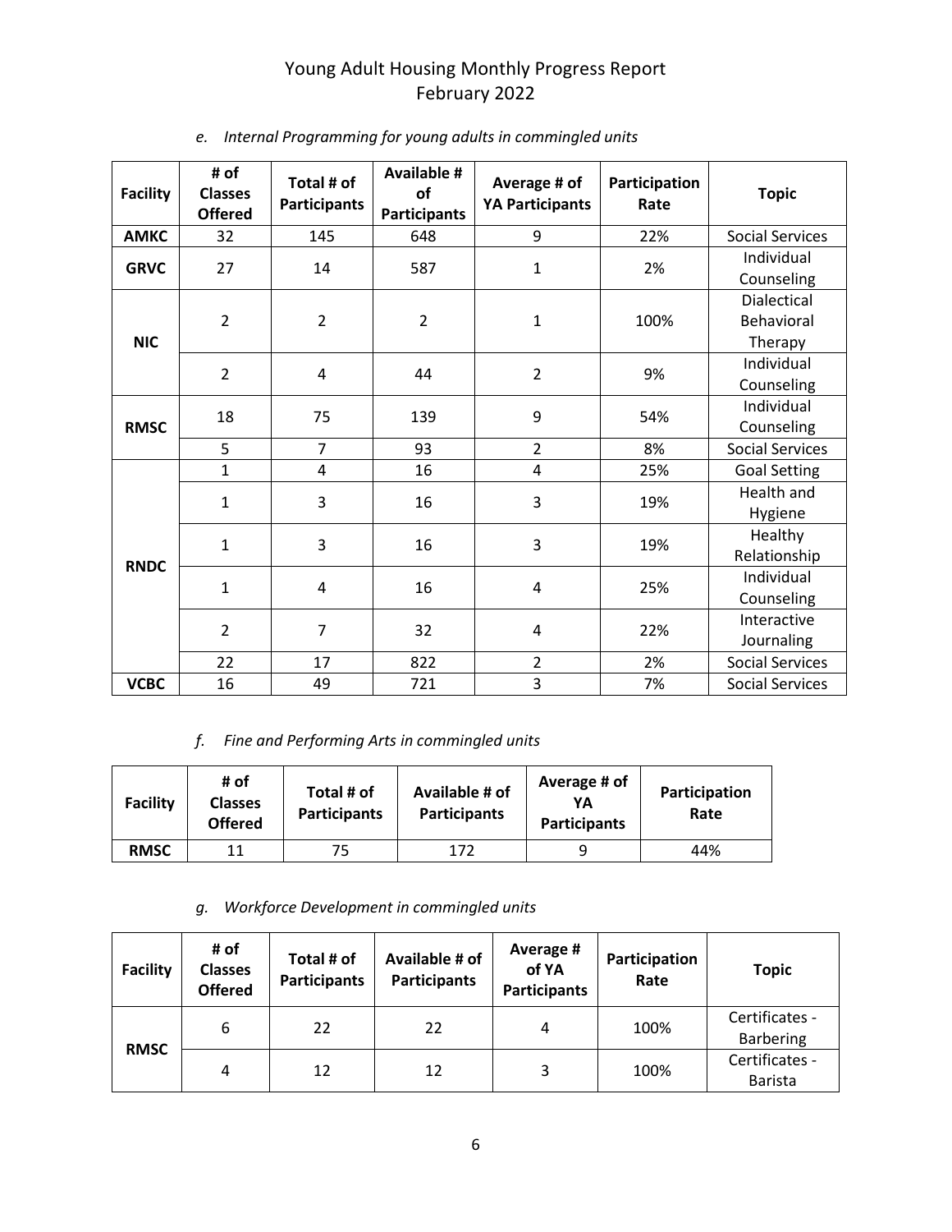# Young Adult Housing Monthly Progress Report
## February 2022

*e. Internal Programming for young adults in commingled units*

| Facility | # of Classes Offered | Total # of Participants | Available # of Participants | Average # of YA Participants | Participation Rate | Topic |
|---|---|---|---|---|---|---|
| AMKC | 32 | 145 | 648 | 9 | 22% | Social Services |
| GRVC | 27 | 14 | 587 | 1 | 2% | Individual Counseling |
| NIC | 2 | 2 | 2 | 1 | 100% | Dialectical Behavioral Therapy |
| | 2 | 4 | 44 | 2 | 9% | Individual Counseling |
| RMSC | 18 | 75 | 139 | 9 | 54% | Individual Counseling |
| | 5 | 7 | 93 | 2 | 8% | Social Services |
| RNDC | 1 | 4 | 16 | 4 | 25% | Goal Setting |
| | 1 | 3 | 16 | 3 | 19% | Health and Hygiene |
| | 1 | 3 | 16 | 3 | 19% | Healthy Relationship |
| | 1 | 4 | 16 | 4 | 25% | Individual Counseling |
| | 2 | 7 | 32 | 4 | 22% | Interactive Journaling |
| | 22 | 17 | 822 | 2 | 2% | Social Services |
| VCBC | 16 | 49 | 721 | 3 | 7% | Social Services |

*f. Fine and Performing Arts in commingled units*

| Facility | # of Classes Offered | Total # of Participants | Available # of Participants | Average # of YA Participants | Participation Rate |
|---|---|---|---|---|---|
| RMSC | 11 | 75 | 172 | 9 | 44% |

*g. Workforce Development in commingled units*

| Facility | # of Classes Offered | Total # of Participants | Available # of Participants | Average # of YA Participants | Participation Rate | Topic |
|---|---|---|---|---|---|---|
| RMSC | 6 | 22 | 22 | 4 | 100% | Certificates - Barbering |
| | 4 | 12 | 12 | 3 | 100% | Certificates - Barista |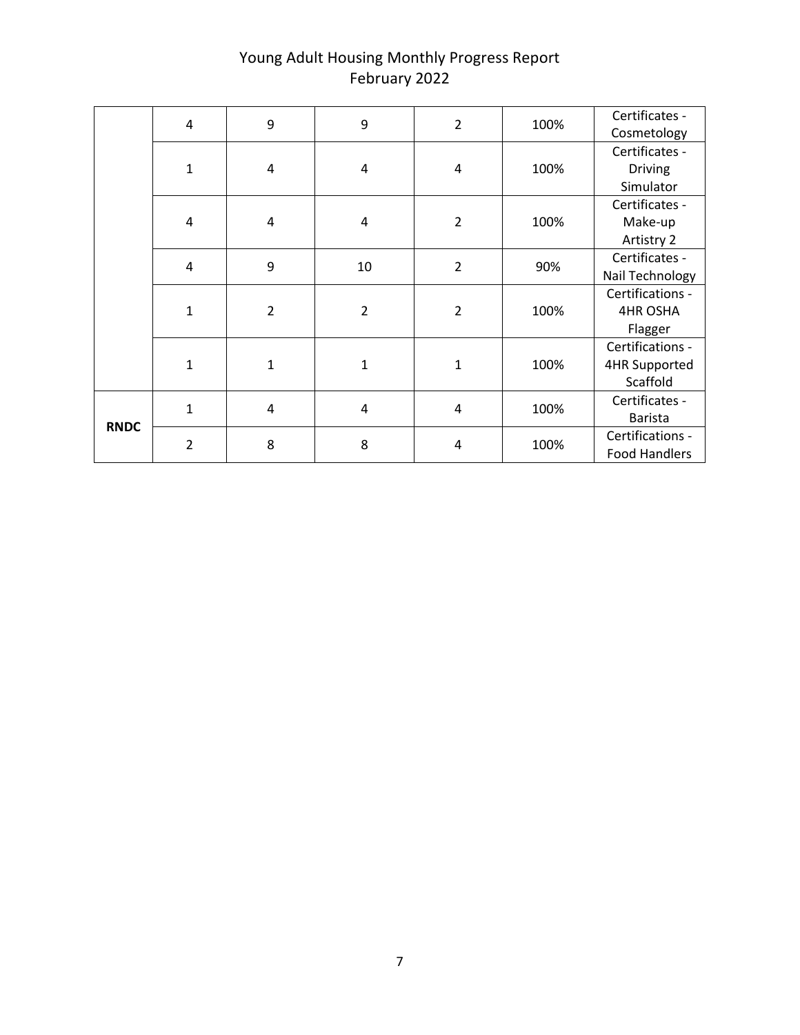# Young Adult Housing Monthly Progress Report
February 2022

| | | | | | | |
|---|---|---|---|---|---|---|
| | 4 | 9 | 9 | 2 | 100% | Certificates - Cosmetology |
| | 1 | 4 | 4 | 4 | 100% | Certificates - Driving Simulator |
| | 4 | 4 | 4 | 2 | 100% | Certificates - Make-up Artistry 2 |
| | 4 | 9 | 10 | 2 | 90% | Certificates - Nail Technology |
| | 1 | 2 | 2 | 2 | 100% | Certifications - 4HR OSHA Flagger |
| | 1 | 1 | 1 | 1 | 100% | Certifications - 4HR Supported Scaffold |
| **RNDC** | 1 | 4 | 4 | 4 | 100% | Certificates - Barista |
| | 2 | 8 | 8 | 4 | 100% | Certifications - Food Handlers |